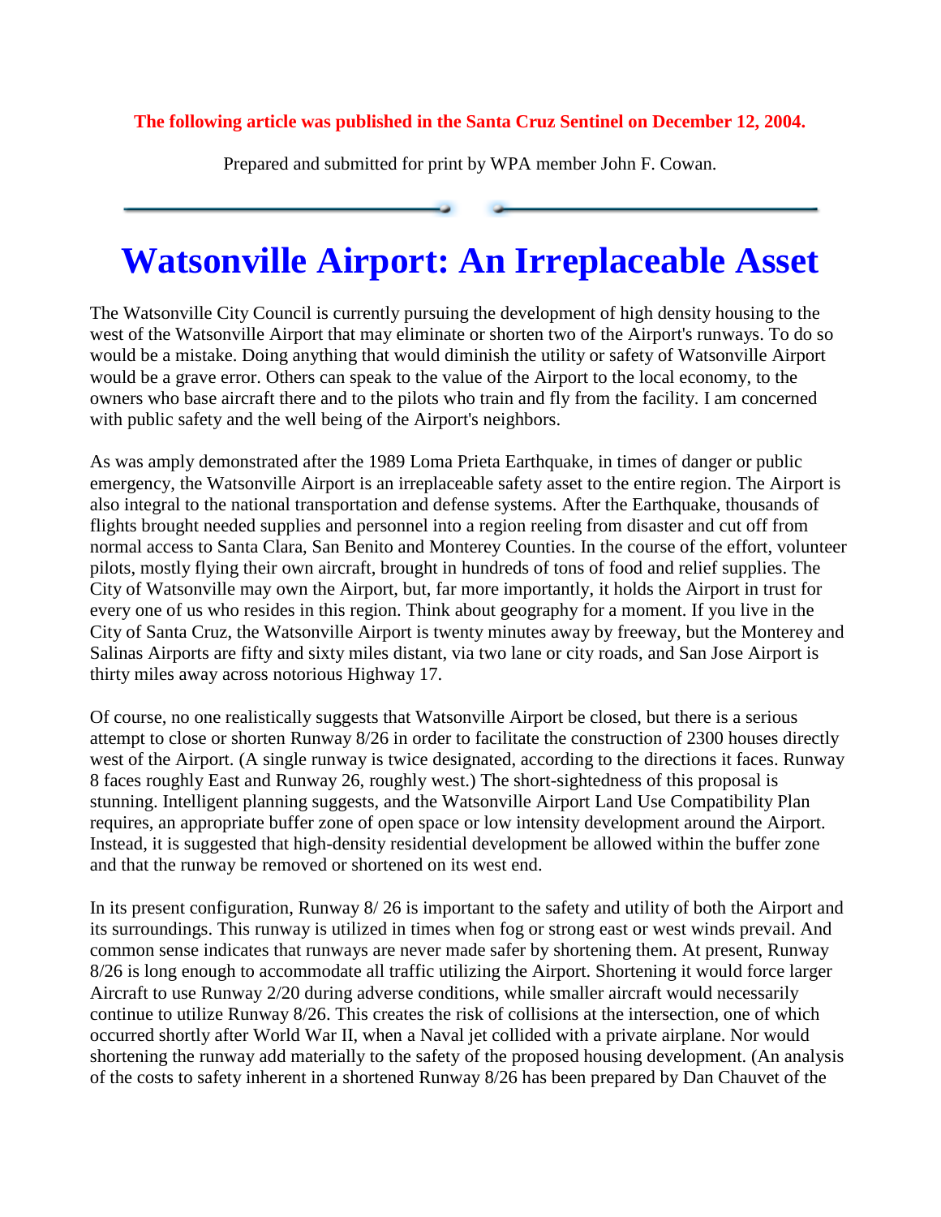**The following article was published in the Santa Cruz Sentinel on December 12, 2004.**

Prepared and submitted for print by WPA member John F. Cowan.

# Watsonville Airport: An Irreplaceable Asset

The Watsonville City Council is currently pursuing the development of high density housing to the west of the Watsonville Airport that may eliminate or shorten two of the Airport's runways. To do so would be a mistake. Doing anything that would diminish the utility or safety of Watsonville Airport would be a grave error. Others can speak to the value of the Airport to the local economy, to the owners who base aircraft there and to the pilots who train and fly from the facility. I am concerned with public safety and the well being of the Airport's neighbors.

As was amply demonstrated after the 1989 Loma Prieta Earthquake, in times of danger or public emergency, the Watsonville Airport is an irreplaceable safety asset to the entire region. The Airport is also integral to the national transportation and defense systems. After the Earthquake, thousands of flights brought needed supplies and personnel into a region reeling from disaster and cut off from normal access to Santa Clara, San Benito and Monterey Counties. In the course of the effort, volunteer pilots, mostly flying their own aircraft, brought in hundreds of tons of food and relief supplies. The City of Watsonville may own the Airport, but, far more importantly, it holds the Airport in trust for every one of us who resides in this region. Think about geography for a moment. If you live in the City of Santa Cruz, the Watsonville Airport is twenty minutes away by freeway, but the Monterey and Salinas Airports are fifty and sixty miles distant, via two lane or city roads, and San Jose Airport is thirty miles away across notorious Highway 17.

Of course, no one realistically suggests that Watsonville Airport be closed, but there is a serious attempt to close or shorten Runway 8/26 in order to facilitate the construction of 2300 houses directly west of the Airport. (A single runway is twice designated, according to the directions it faces. Runway 8 faces roughly East and Runway 26, roughly west.) The short-sightedness of this proposal is stunning. Intelligent planning suggests, and the Watsonville Airport Land Use Compatibility Plan requires, an appropriate buffer zone of open space or low intensity development around the Airport. Instead, it is suggested that high-density residential development be allowed within the buffer zone and that the runway be removed or shortened on its west end.

In its present configuration, Runway 8/ 26 is important to the safety and utility of both the Airport and its surroundings. This runway is utilized in times when fog or strong east or west winds prevail. And common sense indicates that runways are never made safer by shortening them. At present, Runway 8/26 is long enough to accommodate all traffic utilizing the Airport. Shortening it would force larger Aircraft to use Runway 2/20 during adverse conditions, while smaller aircraft would necessarily continue to utilize Runway 8/26. This creates the risk of collisions at the intersection, one of which occurred shortly after World War II, when a Naval jet collided with a private airplane. Nor would shortening the runway add materially to the safety of the proposed housing development. (An analysis of the costs to safety inherent in a shortened Runway 8/26 has been prepared by Dan Chauvet of the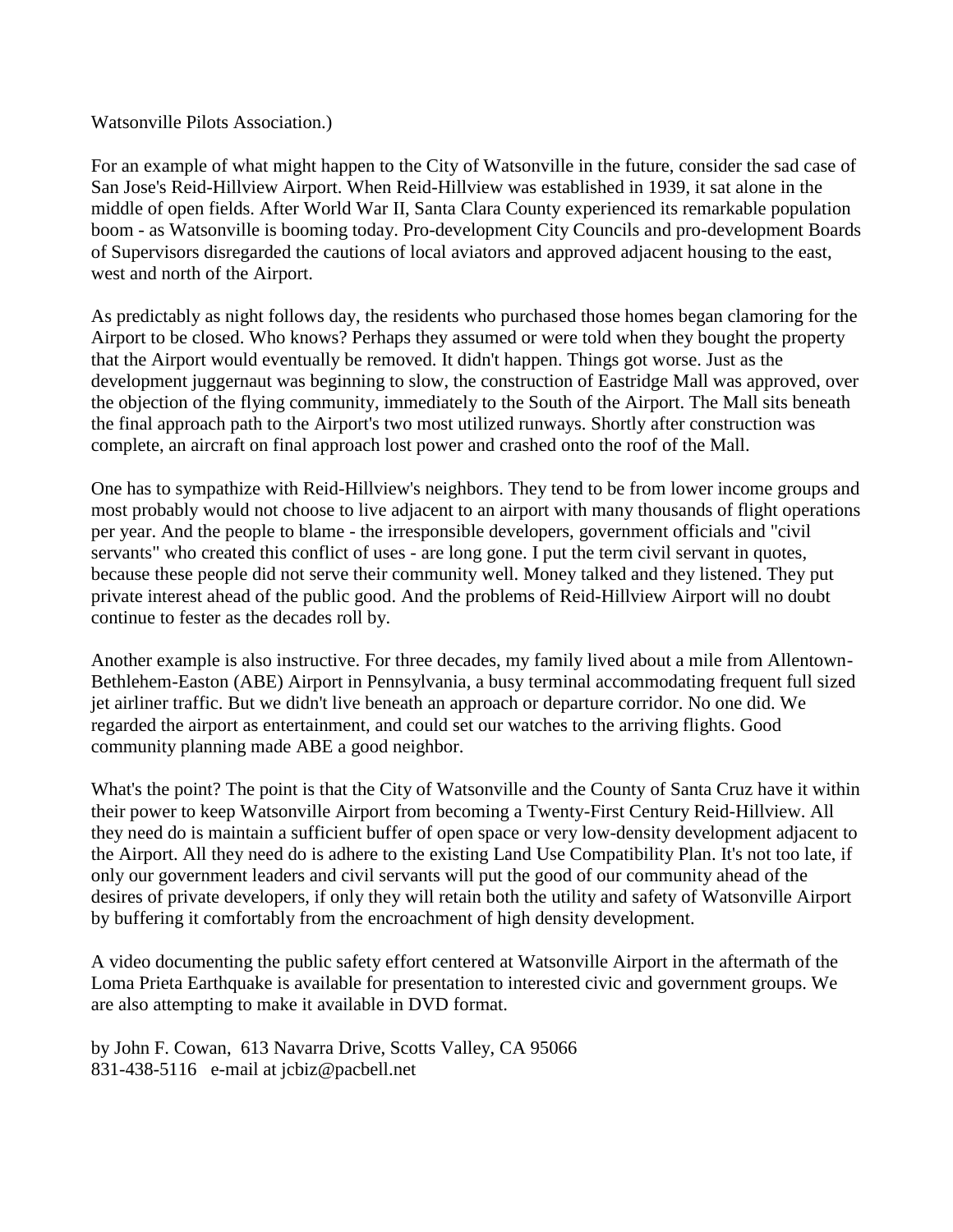Watsonville Pilots Association.)

For an example of what might happen to the City of Watsonville in the future, consider the sad case of San Jose's Reid-Hillview Airport. When Reid-Hillview was established in 1939, it sat alone in the middle of open fields. After World War II, Santa Clara County experienced its remarkable population boom - as Watsonville is booming today. Pro-development City Councils and pro-development Boards of Supervisors disregarded the cautions of local aviators and approved adjacent housing to the east, west and north of the Airport.

As predictably as night follows day, the residents who purchased those homes began clamoring for the Airport to be closed. Who knows? Perhaps they assumed or were told when they bought the property that the Airport would eventually be removed. It didn't happen. Things got worse. Just as the development juggernaut was beginning to slow, the construction of Eastridge Mall was approved, over the objection of the flying community, immediately to the South of the Airport. The Mall sits beneath the final approach path to the Airport's two most utilized runways. Shortly after construction was complete, an aircraft on final approach lost power and crashed onto the roof of the Mall.

One has to sympathize with Reid-Hillview's neighbors. They tend to be from lower income groups and most probably would not choose to live adjacent to an airport with many thousands of flight operations per year. And the people to blame - the irresponsible developers, government officials and "civil servants" who created this conflict of uses - are long gone. I put the term civil servant in quotes, because these people did not serve their community well. Money talked and they listened. They put private interest ahead of the public good. And the problems of Reid-Hillview Airport will no doubt continue to fester as the decades roll by.

Another example is also instructive. For three decades, my family lived about a mile from Allentown-Bethlehem-Easton (ABE) Airport in Pennsylvania, a busy terminal accommodating frequent full sized jet airliner traffic. But we didn't live beneath an approach or departure corridor. No one did. We regarded the airport as entertainment, and could set our watches to the arriving flights. Good community planning made ABE a good neighbor.

What's the point? The point is that the City of Watsonville and the County of Santa Cruz have it within their power to keep Watsonville Airport from becoming a Twenty-First Century Reid-Hillview. All they need do is maintain a sufficient buffer of open space or very low-density development adjacent to the Airport. All they need do is adhere to the existing Land Use Compatibility Plan. It's not too late, if only our government leaders and civil servants will put the good of our community ahead of the desires of private developers, if only they will retain both the utility and safety of Watsonville Airport by buffering it comfortably from the encroachment of high density development.

A video documenting the public safety effort centered at Watsonville Airport in the aftermath of the Loma Prieta Earthquake is available for presentation to interested civic and government groups. We are also attempting to make it available in DVD format.

by John F. Cowan, 613 Navarra Drive, Scotts Valley, CA 95066
831-438-5116 e-mail at jcbiz@pacbell.net